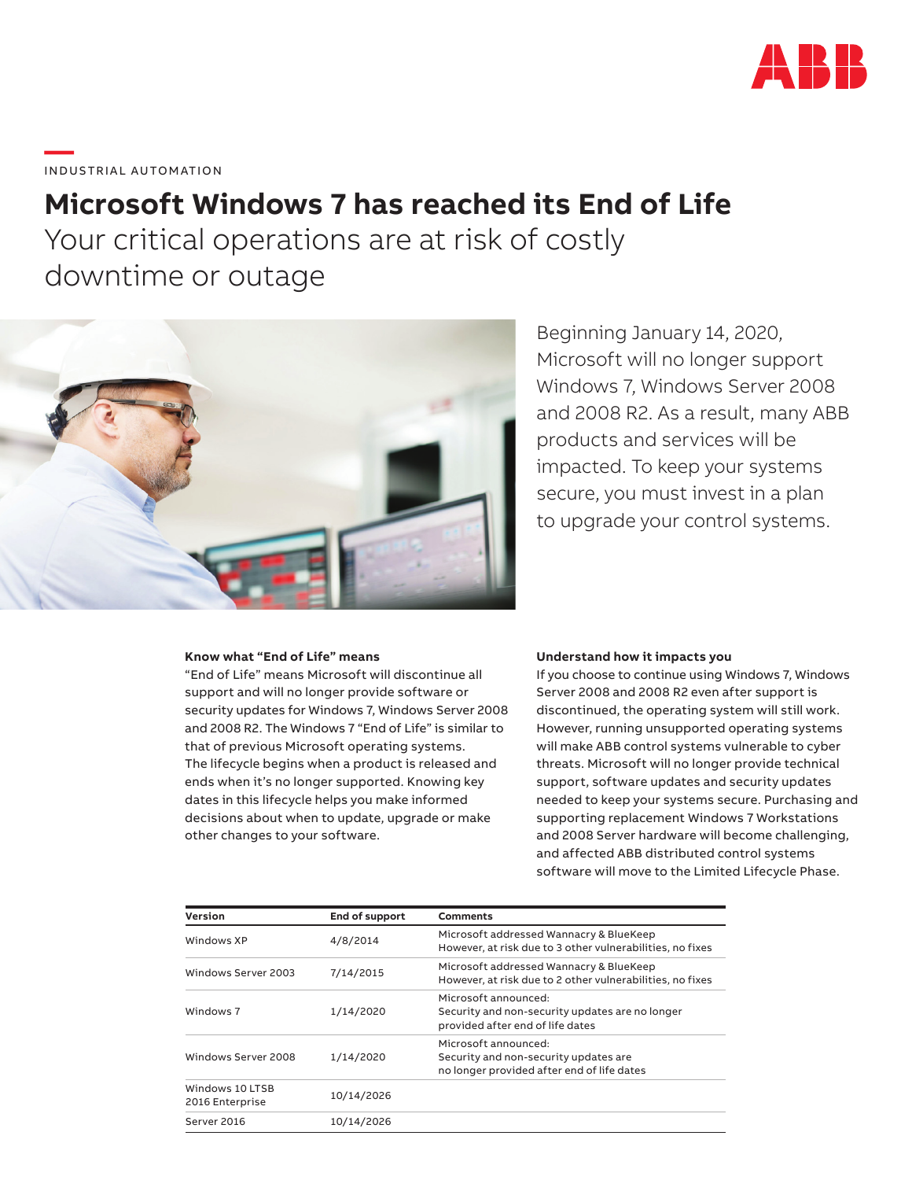INDUSTRIAL AUTOMATION

# Microsoft Windows 7 has reached its End of Life

Your critical operations are at risk of costly downtime or outage

Beginning January 14, 2020, Microsoft will no longer support Windows 7, Windows Server 2008 and 2008 R2. As a result, many ABB products and services will be impacted. To keep your systems secure, you must invest in a plan to upgrade your control systems.

**Know what "End of Life" means**

"End of Life" means Microsoft will discontinue all support and will no longer provide software or security updates for Windows 7, Windows Server 2008 and 2008 R2. The Windows 7 "End of Life" is similar to that of previous Microsoft operating systems. The lifecycle begins when a product is released and ends when it's no longer supported. Knowing key dates in this lifecycle helps you make informed decisions about when to update, upgrade or make other changes to your software.

**Understand how it impacts you**

If you choose to continue using Windows 7, Windows Server 2008 and 2008 R2 even after support is discontinued, the operating system will still work. However, running unsupported operating systems will make ABB control systems vulnerable to cyber threats. Microsoft will no longer provide technical support, software updates and security updates needed to keep your systems secure. Purchasing and supporting replacement Windows 7 Workstations and 2008 Server hardware will become challenging, and affected ABB distributed control systems software will move to the Limited Lifecycle Phase.

| Version | End of support | Comments |
|---|---|---|
| Windows XP | 4/8/2014 | Microsoft addressed Wannacry & BlueKeep However, at risk due to 3 other vulnerabilities, no fixes |
| Windows Server 2003 | 7/14/2015 | Microsoft addressed Wannacry & BlueKeep However, at risk due to 2 other vulnerabilities, no fixes |
| Windows 7 | 1/14/2020 | Microsoft announced: Security and non-security updates are no longer provided after end of life dates |
| Windows Server 2008 | 1/14/2020 | Microsoft announced: Security and non-security updates are no longer provided after end of life dates |
| Windows 10 LTSB 2016 Enterprise | 10/14/2026 | |
| Server 2016 | 10/14/2026 | |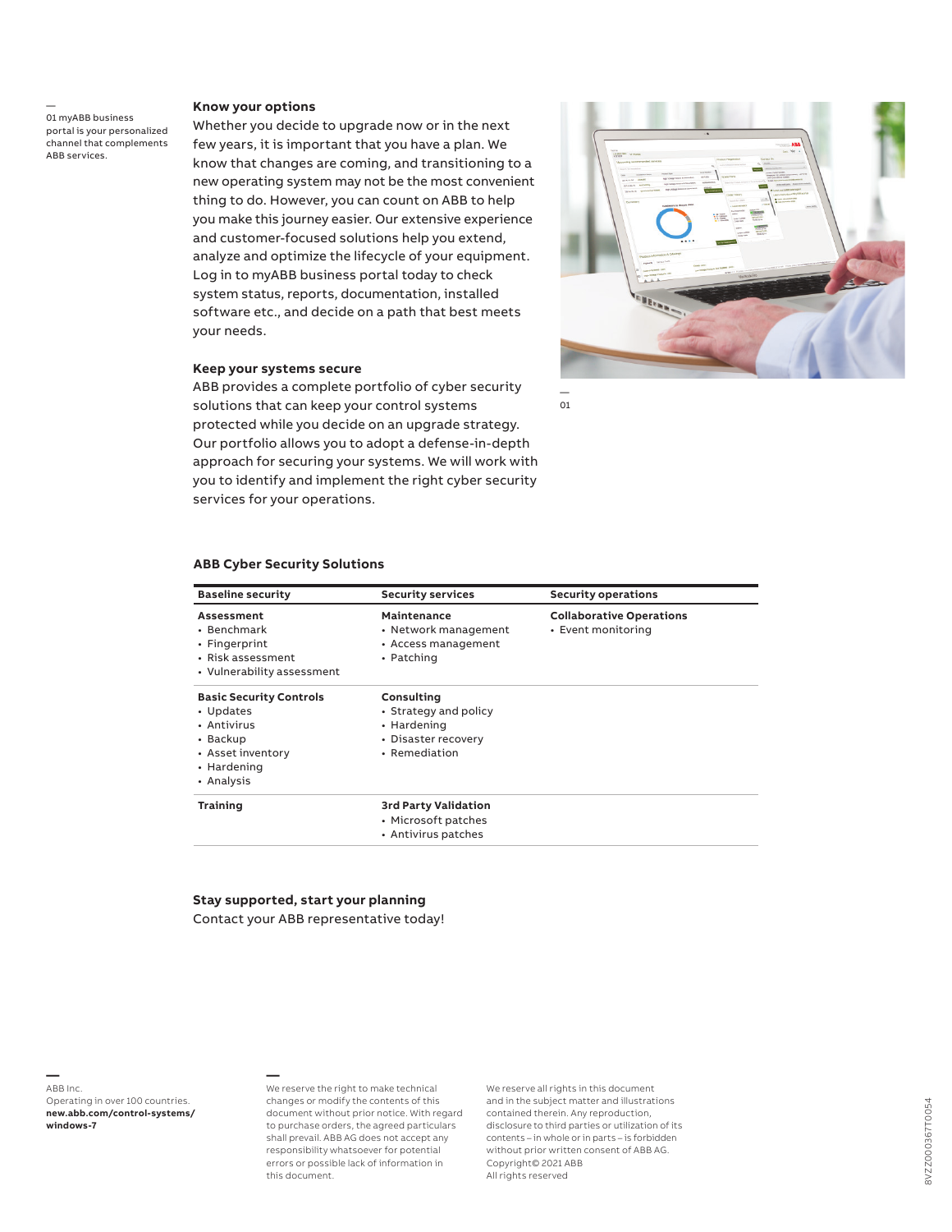01 myABB business portal is your personalized channel that complements ABB services.

## Know your options

Whether you decide to upgrade now or in the next few years, it is important that you have a plan. We know that changes are coming, and transitioning to a new operating system may not be the most convenient thing to do. However, you can count on ABB to help you make this journey easier. Our extensive experience and customer-focused solutions help you extend, analyze and optimize the lifecycle of your equipment. Log in to myABB business portal today to check system status, reports, documentation, installed software etc., and decide on a path that best meets your needs.

## Keep your systems secure

ABB provides a complete portfolio of cyber security solutions that can keep your control systems protected while you decide on an upgrade strategy. Our portfolio allows you to adopt a defense-in-depth approach for securing your systems. We will work with you to identify and implement the right cyber security services for your operations.

01

## ABB Cyber Security Solutions

| Baseline security | Security services | Security operations |
|---|---|---|
| **Assessment**<br>• Benchmark<br>• Fingerprint<br>• Risk assessment<br>• Vulnerability assessment | **Maintenance**<br>• Network management<br>• Access management<br>• Patching | **Collaborative Operations**<br>• Event monitoring |
| **Basic Security Controls**<br>• Updates<br>• Antivirus<br>• Backup<br>• Asset inventory<br>• Hardening<br>• Analysis | **Consulting**<br>• Strategy and policy<br>• Hardening<br>• Disaster recovery<br>• Remediation | |
| **Training** | **3rd Party Validation**<br>• Microsoft patches<br>• Antivirus patches | |

## Stay supported, start your planning

Contact your ABB representative today!

ABB Inc.
Operating in over 100 countries.
**new.abb.com/control-systems/windows-7**

We reserve the right to make technical changes or modify the contents of this document without prior notice. With regard to purchase orders, the agreed particulars shall prevail. ABB AG does not accept any responsibility whatsoever for potential errors or possible lack of information in this document.

We reserve all rights in this document and in the subject matter and illustrations contained therein. Any reproduction, disclosure to third parties or utilization of its contents – in whole or in parts – is forbidden without prior written consent of ABB AG.
Copyright© 2021 ABB
All rights reserved

8VZZ000367T0054